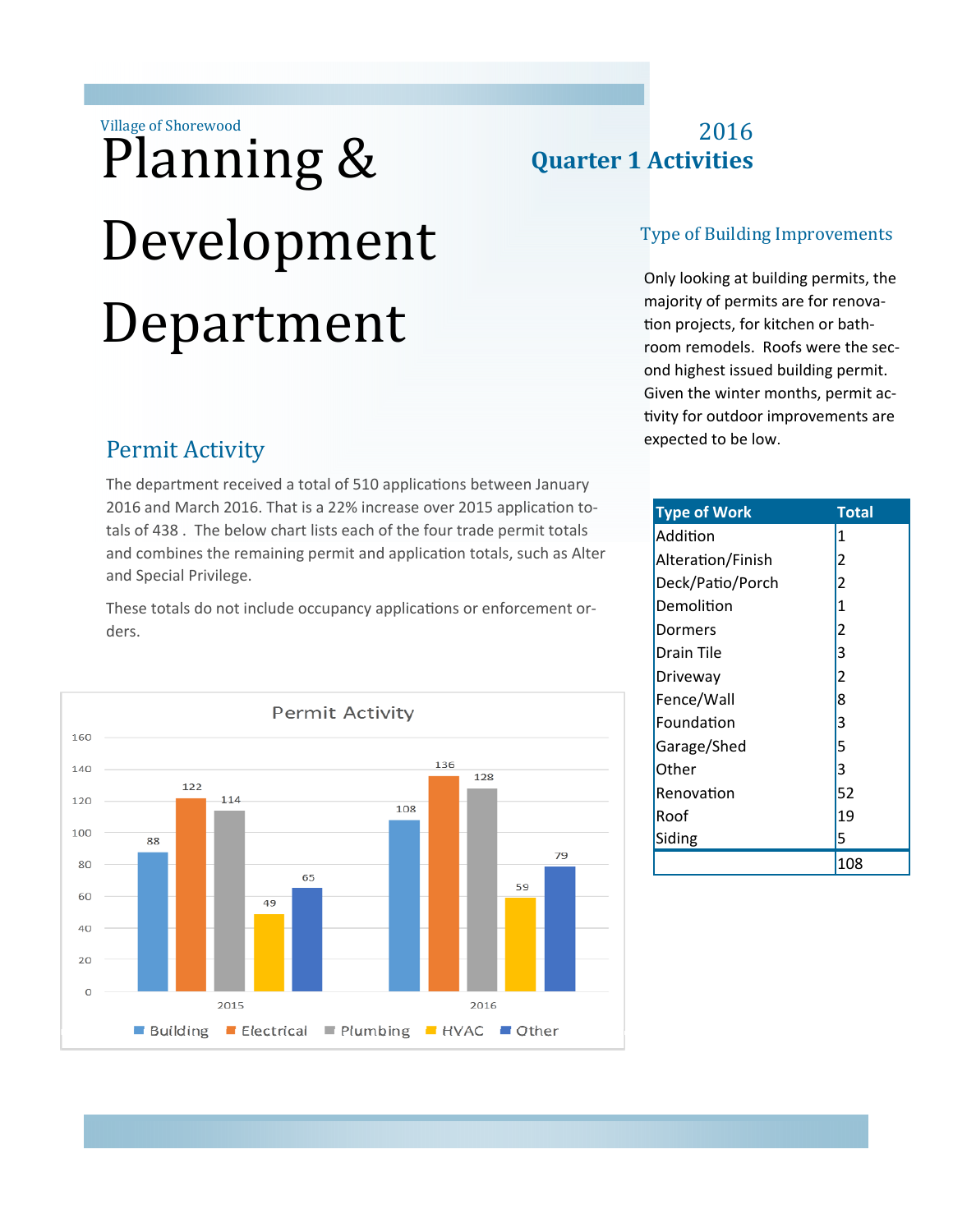Village of Shorewood

# Planning & Development Department

## 2016 Quarter 1 Activities

## Permit Activity

The department received a total of 510 applications between January 2016 and March 2016. That is a 22% increase over 2015 application totals of 438 . The below chart lists each of the four trade permit totals and combines the remaining permit and application totals, such as Alter and Special Privilege.

These totals do not include occupancy applications or enforcement orders.

**Permit Activity**

| Year | Building | Electrical | Plumbing | HVAC | Other |
|---|---|---|---|---|---|
| 2015 | 88 | 122 | 114 | 49 | 65 |
| 2016 | 108 | 136 | 128 | 59 | 79 |

## Type of Building Improvements

Only looking at building permits, the majority of permits are for renovation projects, for kitchen or bathroom remodels. Roofs were the second highest issued building permit. Given the winter months, permit activity for outdoor improvements are expected to be low.

| Type of Work | Total |
|---|---|
| Addition | 1 |
| Alteration/Finish | 2 |
| Deck/Patio/Porch | 2 |
| Demolition | 1 |
| Dormers | 2 |
| Drain Tile | 3 |
| Driveway | 2 |
| Fence/Wall | 8 |
| Foundation | 3 |
| Garage/Shed | 5 |
| Other | 3 |
| Renovation | 52 |
| Roof | 19 |
| Siding | 5 |
| | 108 |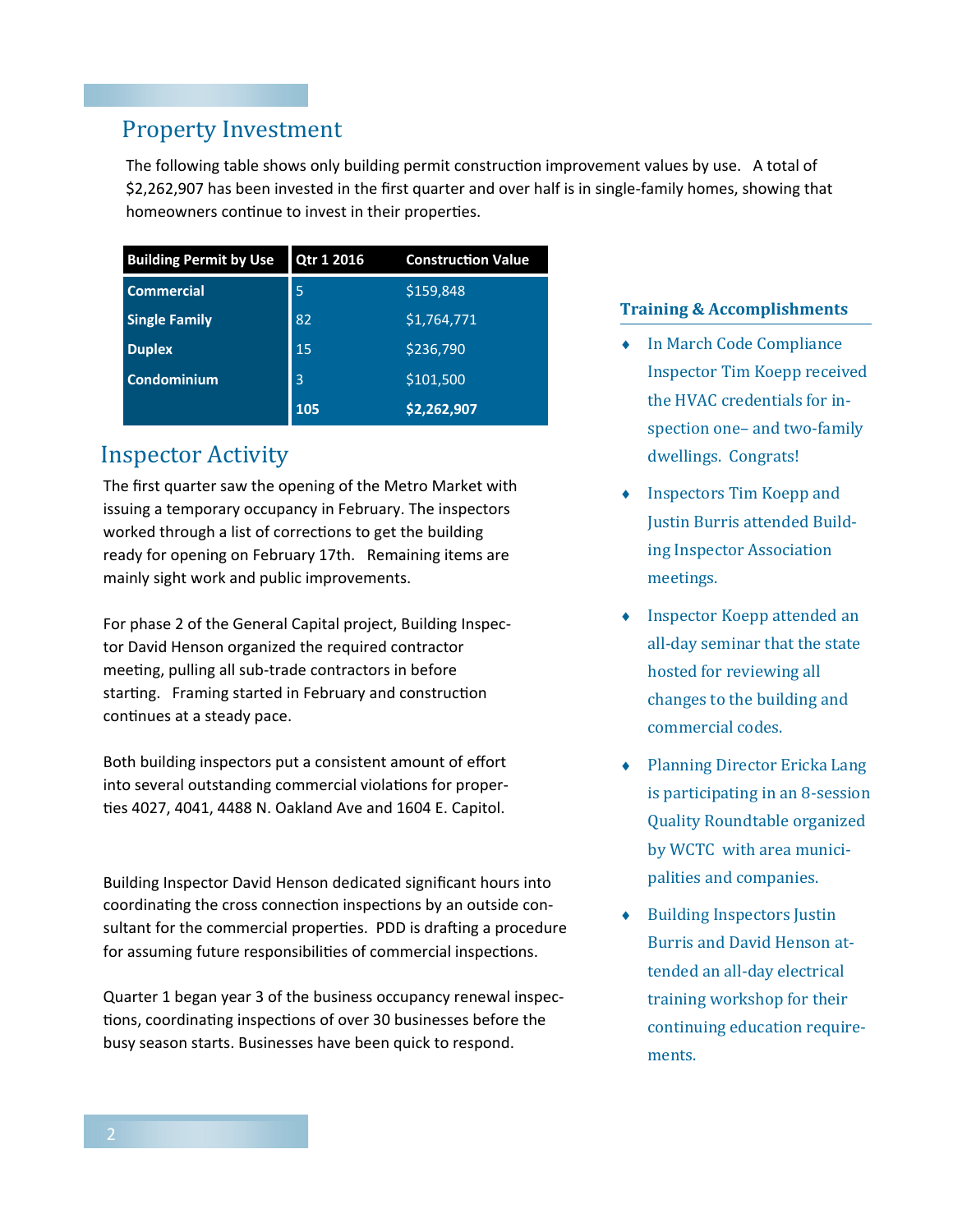## Property Investment

The following table shows only building permit construction improvement values by use. A total of $2,262,907 has been invested in the first quarter and over half is in single-family homes, showing that homeowners continue to invest in their properties.

| Building Permit by Use | Qtr 1 2016 | Construction Value |
|---|---|---|
| **Commercial** | 5 | $159,848 |
| **Single Family** | 82 | $1,764,771 |
| **Duplex** | 15 | $236,790 |
| **Condominium** | 3 | $101,500 |
| | **105** | **$2,262,907** |

## Inspector Activity

The first quarter saw the opening of the Metro Market with issuing a temporary occupancy in February. The inspectors worked through a list of corrections to get the building ready for opening on February 17th. Remaining items are mainly sight work and public improvements.

For phase 2 of the General Capital project, Building Inspector David Henson organized the required contractor meeting, pulling all sub-trade contractors in before starting. Framing started in February and construction continues at a steady pace.

Both building inspectors put a consistent amount of effort into several outstanding commercial violations for properties 4027, 4041, 4488 N. Oakland Ave and 1604 E. Capitol.

Building Inspector David Henson dedicated significant hours into coordinating the cross connection inspections by an outside consultant for the commercial properties. PDD is drafting a procedure for assuming future responsibilities of commercial inspections.

Quarter 1 began year 3 of the business occupancy renewal inspections, coordinating inspections of over 30 businesses before the busy season starts. Businesses have been quick to respond.

### Training & Accomplishments

- In March Code Compliance Inspector Tim Koepp received the HVAC credentials for inspection one– and two-family dwellings. Congrats!
- Inspectors Tim Koepp and Justin Burris attended Building Inspector Association meetings.
- Inspector Koepp attended an all-day seminar that the state hosted for reviewing all changes to the building and commercial codes.
- Planning Director Ericka Lang is participating in an 8-session Quality Roundtable organized by WCTC with area municipalities and companies.
- Building Inspectors Justin Burris and David Henson attended an all-day electrical training workshop for their continuing education requirements.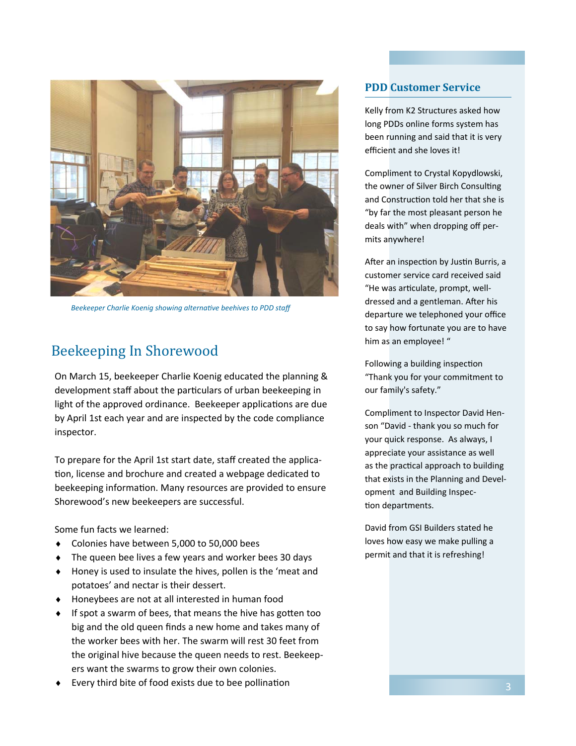*Beekeeper Charlie Koenig showing alternative beehives to PDD staff*

## Beekeeping In Shorewood

On March 15, beekeeper Charlie Koenig educated the planning & development staff about the particulars of urban beekeeping in light of the approved ordinance. Beekeeper applications are due by April 1st each year and are inspected by the code compliance inspector.

To prepare for the April 1st start date, staff created the application, license and brochure and created a webpage dedicated to beekeeping information. Many resources are provided to ensure Shorewood's new beekeepers are successful.

Some fun facts we learned:

- Colonies have between 5,000 to 50,000 bees
- The queen bee lives a few years and worker bees 30 days
- Honey is used to insulate the hives, pollen is the 'meat and potatoes' and nectar is their dessert.
- Honeybees are not at all interested in human food
- If spot a swarm of bees, that means the hive has gotten too big and the old queen finds a new home and takes many of the worker bees with her. The swarm will rest 30 feet from the original hive because the queen needs to rest. Beekeepers want the swarms to grow their own colonies.
- Every third bite of food exists due to bee pollination

### PDD Customer Service

Kelly from K2 Structures asked how long PDDs online forms system has been running and said that it is very efficient and she loves it!

Compliment to Crystal Kopydlowski, the owner of Silver Birch Consulting and Construction told her that she is "by far the most pleasant person he deals with" when dropping off permits anywhere!

After an inspection by Justin Burris, a customer service card received said "He was articulate, prompt, well-dressed and a gentleman. After his departure we telephoned your office to say how fortunate you are to have him as an employee! "

Following a building inspection "Thank you for your commitment to our family's safety."

Compliment to Inspector David Henson "David - thank you so much for your quick response. As always, I appreciate your assistance as well as the practical approach to building that exists in the Planning and Development and Building Inspection departments.

David from GSI Builders stated he loves how easy we make pulling a permit and that it is refreshing!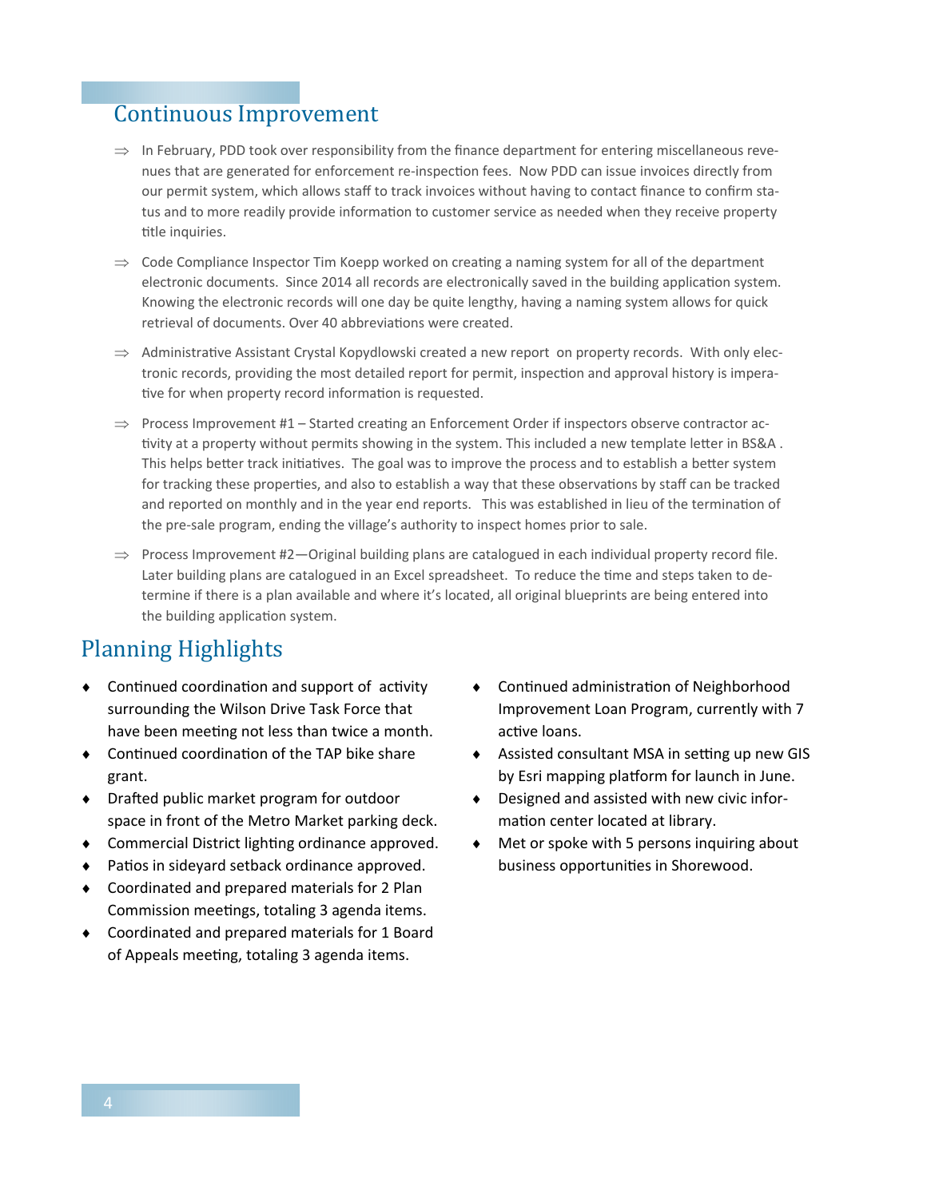## Continuous Improvement

⇒ In February, PDD took over responsibility from the finance department for entering miscellaneous revenues that are generated for enforcement re-inspection fees. Now PDD can issue invoices directly from our permit system, which allows staff to track invoices without having to contact finance to confirm status and to more readily provide information to customer service as needed when they receive property title inquiries.

⇒ Code Compliance Inspector Tim Koepp worked on creating a naming system for all of the department electronic documents. Since 2014 all records are electronically saved in the building application system. Knowing the electronic records will one day be quite lengthy, having a naming system allows for quick retrieval of documents. Over 40 abbreviations were created.

⇒ Administrative Assistant Crystal Kopydlowski created a new report on property records. With only electronic records, providing the most detailed report for permit, inspection and approval history is imperative for when property record information is requested.

⇒ Process Improvement #1 – Started creating an Enforcement Order if inspectors observe contractor activity at a property without permits showing in the system. This included a new template letter in BS&A . This helps better track initiatives. The goal was to improve the process and to establish a better system for tracking these properties, and also to establish a way that these observations by staff can be tracked and reported on monthly and in the year end reports. This was established in lieu of the termination of the pre-sale program, ending the village's authority to inspect homes prior to sale.

⇒ Process Improvement #2—Original building plans are catalogued in each individual property record file. Later building plans are catalogued in an Excel spreadsheet. To reduce the time and steps taken to determine if there is a plan available and where it's located, all original blueprints are being entered into the building application system.

## Planning Highlights

- Continued coordination and support of activity surrounding the Wilson Drive Task Force that have been meeting not less than twice a month.
- Continued coordination of the TAP bike share grant.
- Drafted public market program for outdoor space in front of the Metro Market parking deck.
- Commercial District lighting ordinance approved.
- Patios in sideyard setback ordinance approved.
- Coordinated and prepared materials for 2 Plan Commission meetings, totaling 3 agenda items.
- Coordinated and prepared materials for 1 Board of Appeals meeting, totaling 3 agenda items.
- Continued administration of Neighborhood Improvement Loan Program, currently with 7 active loans.
- Assisted consultant MSA in setting up new GIS by Esri mapping platform for launch in June.
- Designed and assisted with new civic information center located at library.
- Met or spoke with 5 persons inquiring about business opportunities in Shorewood.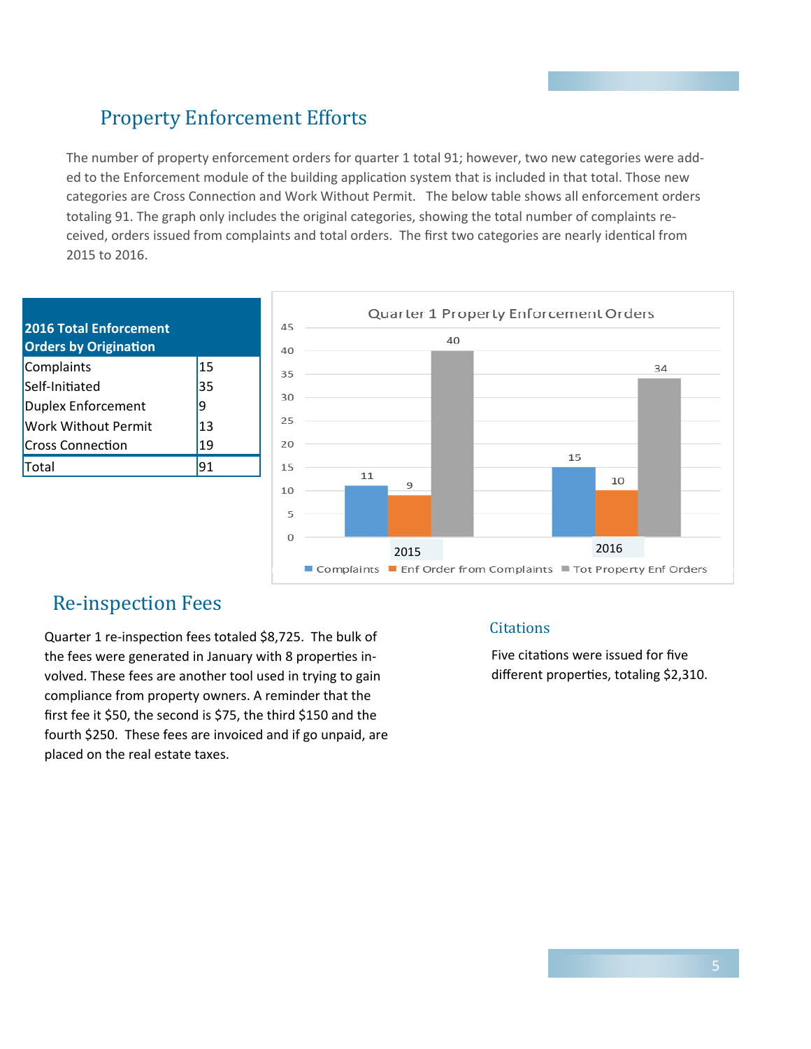## Property Enforcement Efforts

The number of property enforcement orders for quarter 1 total 91; however, two new categories were added to the Enforcement module of the building application system that is included in that total. Those new categories are Cross Connection and Work Without Permit. The below table shows all enforcement orders totaling 91. The graph only includes the original categories, showing the total number of complaints received, orders issued from complaints and total orders. The first two categories are nearly identical from 2015 to 2016.

| 2016 Total Enforcement Orders by Origination | |
|---|---|
| Complaints | 15 |
| Self-Initiated | 35 |
| Duplex Enforcement | 9 |
| Work Without Permit | 13 |
| Cross Connection | 19 |
| Total | 91 |

Quarter 1 Property Enforcement Orders

45
40
35
30
25
20
15
10
5
0

2015: 11, 9, 40
2016: 15, 10, 34

Complaints
Enf Order from Complaints
Tot Property Enf Orders

## Re-inspection Fees

Quarter 1 re-inspection fees totaled $8,725. The bulk of the fees were generated in January with 8 properties involved. These fees are another tool used in trying to gain compliance from property owners. A reminder that the first fee it $50, the second is $75, the third $150 and the fourth $250. These fees are invoiced and if go unpaid, are placed on the real estate taxes.

### Citations

Five citations were issued for five different properties, totaling $2,310.